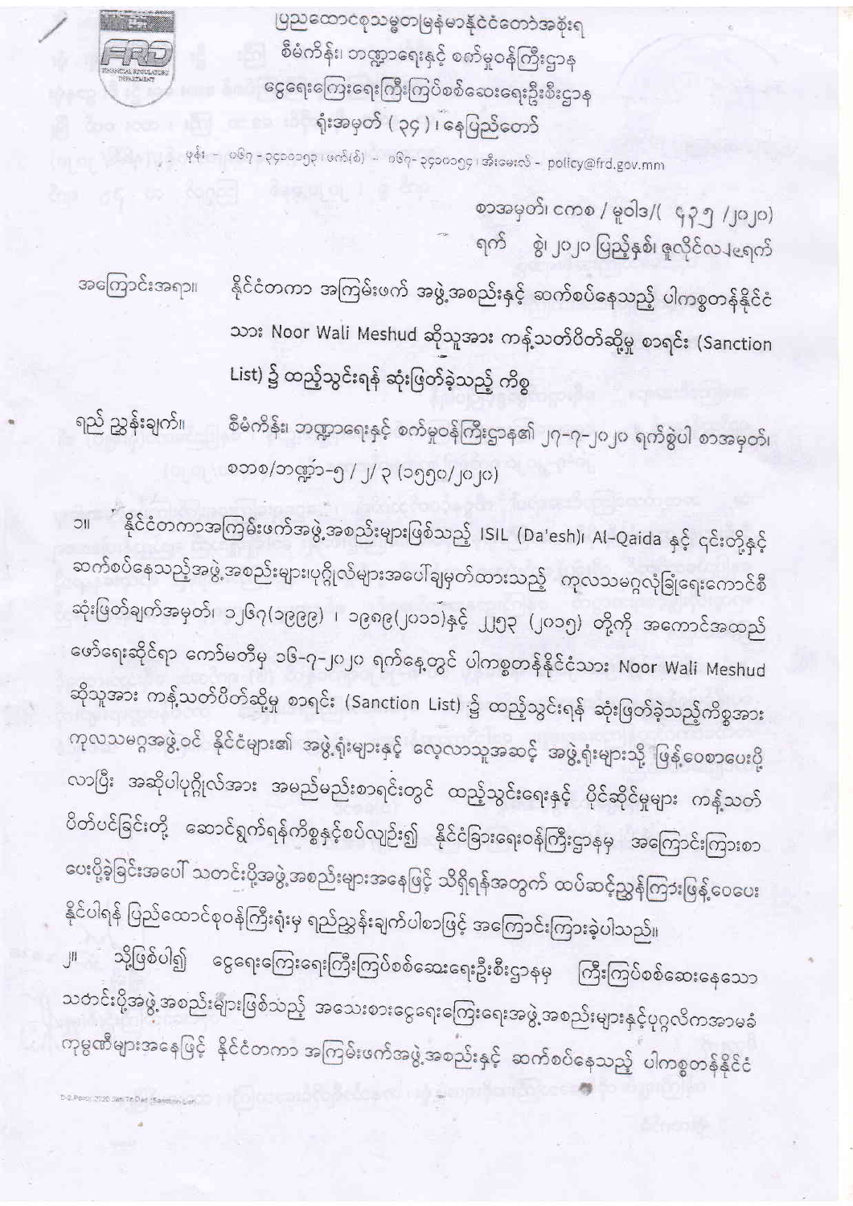ပြည်ထောင်စုသမ္မတမြန်မာနိုင်ငံတော်အစိုးရ
စီမံကိန်း၊ ဘဏ္ဍာရေးနှင့် စက်မှုဝန်ကြီးဌာန
ငွေရေးကြေးရေးကြီးကြပ်စစ်ဆေးရေးဦးစီးဌာန
ရုံးအမှတ် ( ၃၄ )၊ နေပြည်တော်

ဖုန်း - ၀၆၇ - ၃၄၁၀၁၄၇၊ ဖက်(စ်) - ၀၆၇ - ၃၄၁၀၁၄၄၊ အီးမေးလ် - policy@frd.gov.mm

စာအမှတ်၊ ငကစ / မူဝါဒ/( ၄၃၅ /၂၀၂၀)
ရက် စွဲ၊ ၂၀၂၀ ပြည့်နှစ်၊ ဇူလိုင်လ ၂၉ ရက်

အကြောင်းအရာ။ နိုင်ငံတကာ အကြမ်းဖက် အဖွဲ့အစည်းနှင့် ဆက်စပ်နေသည့် ပါကစ္စတန်နိုင်ငံသား Noor Wali Meshud ဆိုသူအား ကန့်သတ်ပိတ်ဆို့မှု စာရင်း (Sanction List) ၌ ထည့်သွင်းရန် ဆုံးဖြတ်ခဲ့သည့် ကိစ္စ

ရည် ညွှန်းချက်။ စီမံကိန်း၊ ဘဏ္ဍာရေးနှင့် စက်မှုဝန်ကြီးဌာန၏ ၂၇-၇-၂၀၂၀ ရက်စွဲပါ စာအမှတ်၊ စဘစ/ဘဏ္ဍာ-၅ / ၂/ ၃ (၁၅၅၀/၂၀၂၀)

၁။ နိုင်ငံတကာအကြမ်းဖက်အဖွဲ့အစည်းများဖြစ်သည့် ISIL (Da'esh)၊ Al-Qaida နှင့် ၎င်းတို့နှင့် ဆက်စပ်နေသည့်အဖွဲ့အစည်းများ၊ပုဂ္ဂိုလ်များအပေါ်ချမှတ်ထားသည့် ကုလသမဂ္ဂလုံခြုံရေးကောင်စီ ဆုံးဖြတ်ချက်အမှတ်၊ ၁၂၆၇(၁၉၉၉) ၊ ၁၉၈၉(၂၀၁၁)နှင့် ၂၂၅၃ (၂၀၁၅) တို့ကို အကောင်အထည် ဖော်ရေးဆိုင်ရာ ကော်မတီမှ ၁၆-၇-၂၀၂၀ ရက်နေ့တွင် ပါကစ္စတန်နိုင်ငံသား Noor Wali Meshud ဆိုသူအား ကန့်သတ်ပိတ်ဆို့မှု စာရင်း (Sanction List) ၌ ထည့်သွင်းရန် ဆုံးဖြတ်ခဲ့သည့်ကိစ္စအား ကုလသမဂ္ဂအဖွဲ့ဝင် နိုင်ငံများ၏ အဖွဲ့ရုံးများနှင့် လေ့လာသူအဆင့် အဖွဲ့ရုံးများသို့ ဖြန့်ဝေစာပေးပို့ လာပြီး အဆိုပါပုဂ္ဂိုလ်အား အမည်မည်းစာရင်းတွင် ထည့်သွင်းရေးနှင့် ပိုင်ဆိုင်မှုများ ကန့်သတ် ပိတ်ပင်ခြင်းတို့ ဆောင်ရွက်ရန်ကိစ္စနှင့်စပ်လျဉ်း၍ နိုင်ငံခြားရေးဝန်ကြီးဌာနမှ အကြောင်းကြားစာ ပေးပို့ခဲ့ခြင်းအပေါ် သတင်းပို့အဖွဲ့အစည်းများအနေဖြင့် သိရှိရန်အတွက် ထပ်ဆင့်ညွှန်ကြားဖြန့်ဝေပေး နိုင်ပါရန် ပြည်ထောင်စုဝန်ကြီးရုံးမှ ရည်ညွှန်းချက်ပါစာဖြင့် အကြောင်းကြားခဲ့ပါသည်။

၂။ သို့ဖြစ်ပါ၍ ငွေရေးကြေးရေးကြီးကြပ်စစ်ဆေးရေးဦးစီးဌာနမှ ကြီးကြပ်စစ်ဆေးနေသော သတင်းပို့အဖွဲ့အစည်းများဖြစ်သည့် အသေးစားငွေရေးကြေးရေးအဖွဲ့အစည်းများနှင့်ပုဂ္ဂလိကအာမခံ ကုမ္ပဏီများအနေဖြင့် နိုင်ငံတကာ အကြမ်းဖက်အဖွဲ့အစည်းနှင့် ဆက်စပ်နေသည့် ပါကစ္စတန်နိုင်ငံ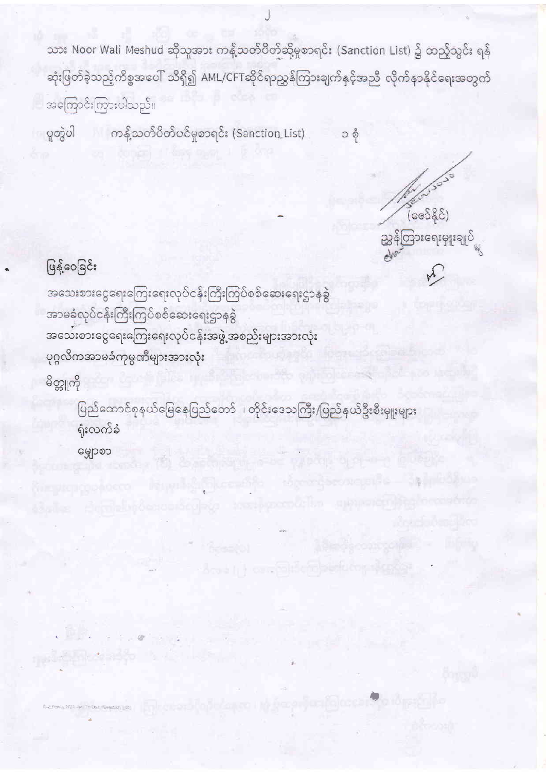သား Noor Wali Meshud ဆိုသူအား ကန့်သတ်ပိတ်ဆို့မှုစာရင်း (Sanction List) ၌ ထည့်သွင်း ရန် ဆုံးဖြတ်ခဲ့သည့်ကိစ္စအပေါ် သိရှိ၍ AML/CFTဆိုင်ရာညွှန်ကြားချက်နှင့်အညီ လိုက်နာနိုင်ရေးအတွက် အကြောင်းကြားပါသည်။

ပူးတွဲပါ ကန့်သတ်ပိတ်ပင်မှုစာရင်း (Sanction List) ၁ စုံ

(ဇော်နိုင်)
ညွှန်ကြားရေးမှူးချုပ်

ဖြန့်ဝေခြင်း

အသေးစားငွေရေးကြေးရေးလုပ်ငန်းကြီးကြပ်စစ်ဆေးရေးဌာနခွဲ
အာမခံလုပ်ငန်းကြီးကြပ်စစ်ဆေးရေးဌာနခွဲ
အသေးစားငွေရေးကြေးရေးလုပ်ငန်းအဖွဲ့အစည်းများအားလုံး
ပုဂ္ဂလိကအာမခံကုမ္ပဏီများအားလုံး

မိတ္တူကို

ပြည်ထောင်စုနယ်မြေနေပြည်တော် ၊ တိုင်းဒေသကြီး/ပြည်နယ်ဦးစီးမှူးများ
ရုံးလက်ခံ
မျှောစာ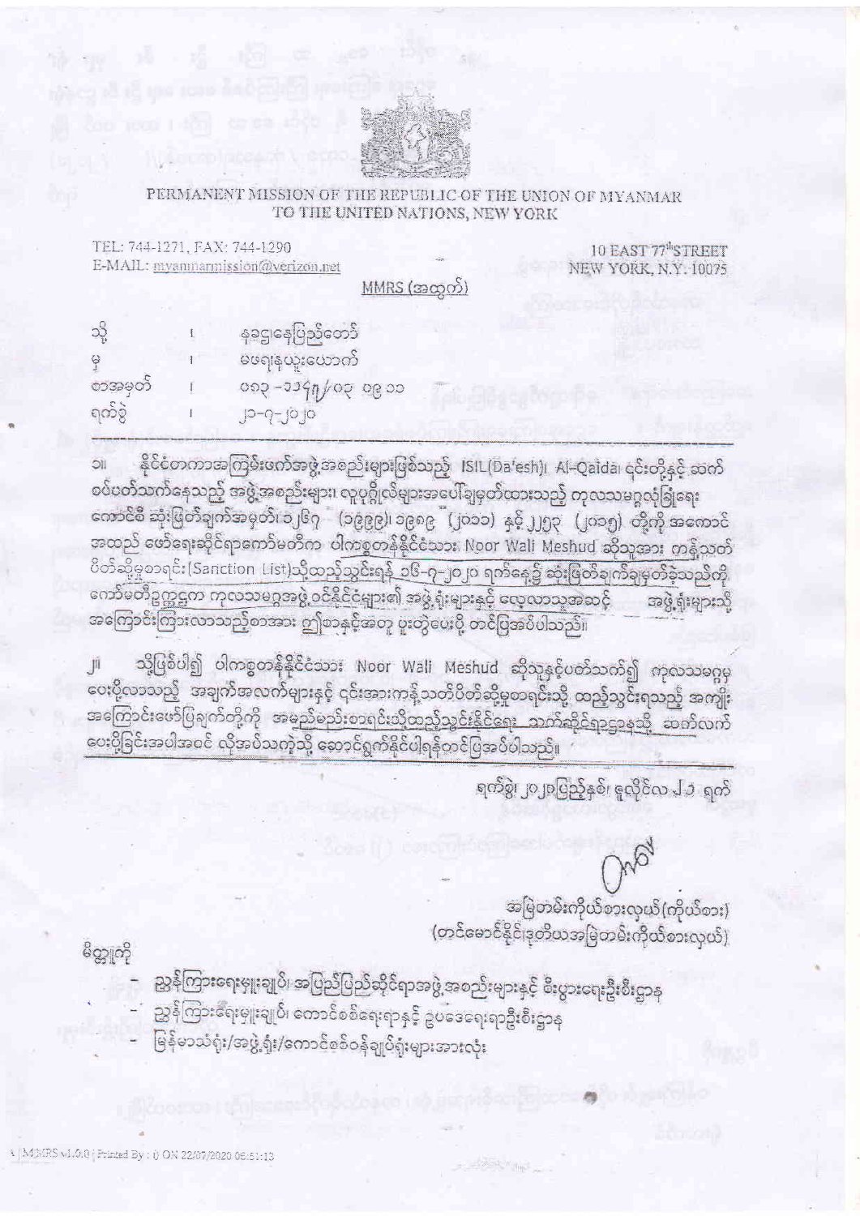PERMANENT MISSION OF THE REPUBLIC OF THE UNION OF MYANMAR
TO THE UNITED NATIONS, NEW YORK

TEL: 744-1271, FAX: 744-1290
E-MAIL: myanmarmission@verizon.net

10 EAST 77th STREET
NEW YORK, N.Y. 10075

MMRS (အထွက်)

| | | |
|---|---|---|
| သို့ | ၊ | နေပြည်တော် |
| မှ | ၊ | မဖရနယူးယောက် |
| စာအမှတ် | ၊ | ၀၅၃ -၁၁၄၅/၀၃ ၀၉ ၁၁ |
| ရက်စွဲ | ၊ | ၂၁-၇-၂၀၂၀ |

၁။ နိုင်ငံတကာအကြမ်းဖက်အဖွဲ့အစည်းများဖြစ်သည့် ISIL(Da'esh)၊ Al-Qaida၊ ၎င်းတို့နှင့် ဆက်စပ်ပတ်သက်နေသည့် အဖွဲ့အစည်းများ၊ လုပ်ငန်းလိမ်များအပေါ်ချမှတ်ထားသည့် ကုလသမဂ္ဂလုံခြုံရေးကောင်စီ ဆုံးဖြတ်ချက်အမှတ် ၁၂၆၇ (၁၉၉၉)၊ ၁၉၈၉ (၂၀၁၁) နှင့် ၂၂၅၃ (၂၀၁၅) တို့ကို အကောင်အထည် ဖော်ရေးဆိုင်ရာကော်မတီက ပါကစ္စတန်နိုင်ငံသား Noor Wali Meshud ဆိုသူအား ကန့်သတ်ပိတ်ဆို့မှုစာရင်း(Sanction List)သို့ထည့်သွင်းရန် ၁၆-၇-၂၀၂၀ ရက်နေ့၌ ဆုံးဖြတ်ချက်ချမှတ်ခဲ့သည်ကို ကော်မတီဥက္ကဋ္ဌက ကုလသမဂ္ဂအဖွဲ့ဝင်နိုင်ငံများ၏ အဖွဲ့ရုံးများနှင့် လေ့လာသူအဆင့် အဖွဲ့ရုံးများသို့ အကြောင်းကြားလာသည့်စာအား ဤစာနှင့်အတူ ပူးတွဲပေးပို့ တင်ပြအပ်ပါသည်။

၂။ သို့ဖြစ်ပါ၍ ပါကစ္စတန်နိုင်ငံသား Noor Wali Meshud ဆိုသူနှင့်ပတ်သက်၍ ကုလသမဂ္ဂမှ ပေးပို့လာသည့် အချက်အလက်များနှင့် ၎င်းအားကန့်သတ်ပိတ်ဆို့မှုစာရင်းသို့ ထည့်သွင်းရသည့် အကျိုးအကြောင်းဖော်ပြချက်တို့ကို အမည်မည်းစာရင်းသို့ထည့်သွင်းနိုင်ရေး သက်ဆိုင်ရာဌာနသို့ ဆက်လက်ပေးပို့ခြင်းအပါအဝင် လိုအပ်သကဲ့သို့ ဆောင်ရွက်နိုင်ပါရန်တင်ပြအပ်ပါသည်။

ရက်စွဲ၊ ၂၀၂၀ပြည့်နှစ်၊ ဇူလိုင်လ ၂၁ ရက်

အမြဲတမ်းကိုယ်စားလှယ်(ကိုယ်စား)
(တင်မောင်နိုင်၊ဒုတိယအမြဲတမ်းကိုယ်စားလှယ်)

မိတ္တူကို

- ညွှန်ကြားရေးမှူးချုပ်၊ အပြည်ပြည်ဆိုင်ရာအဖွဲ့အစည်းများနှင့် စီးပွားရေးဦးစီးဌာန
- ညွှန်ကြားရေးမှူးချုပ်၊ ကောင်စစ်ရေးရာနှင့် ဥပဒေရေးရာဦးစီးဌာန
- မြန်မာသံရုံး/အဖွဲ့ရုံး/ကောင်စစ်ဝန်ချုပ်ရုံးများအားလုံး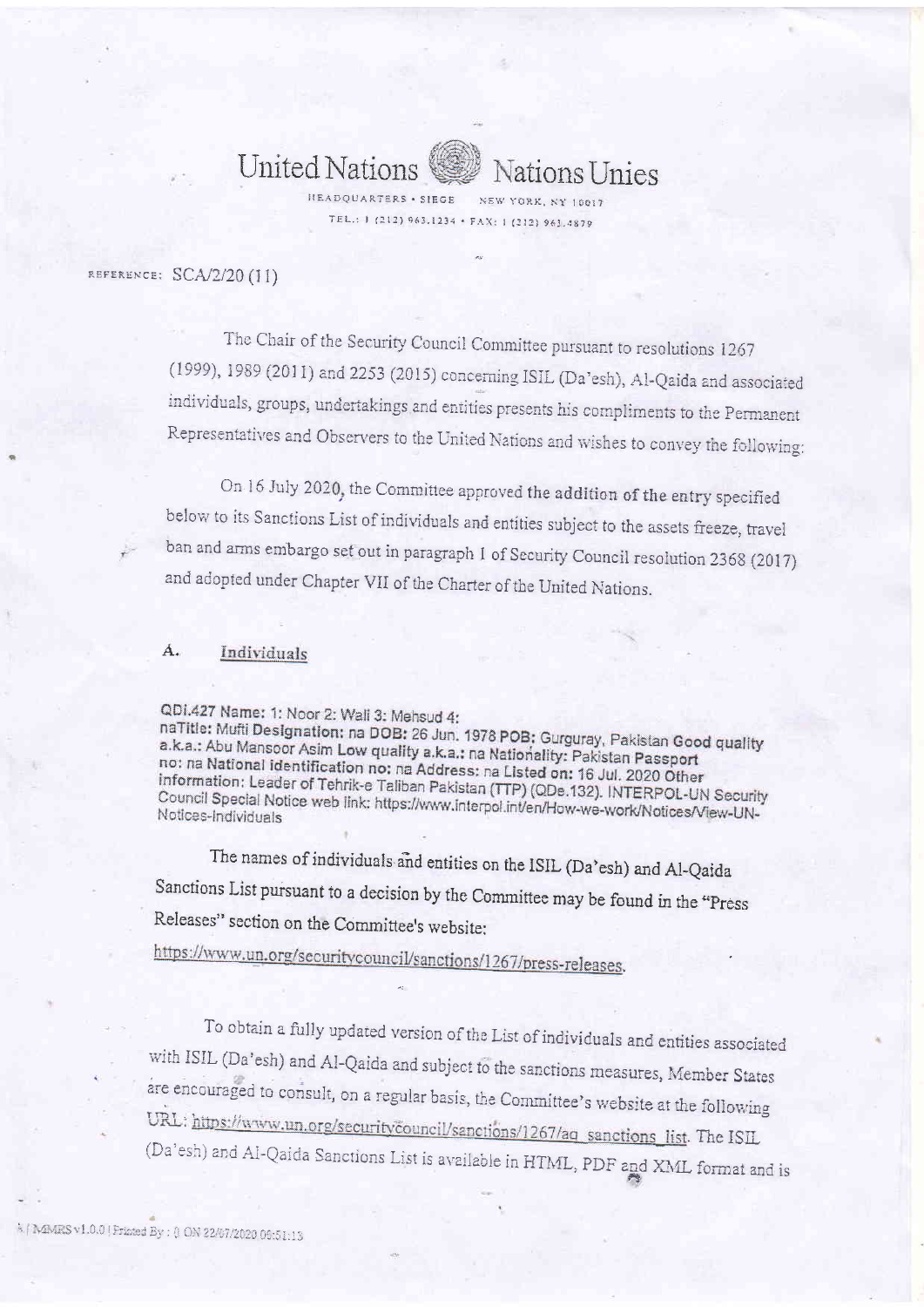United Nations — Nations Unies

HEADQUARTERS • SIEGE    NEW YORK, NY 10017

TEL.: 1 (212) 963.1234 • FAX: 1 (212) 963.4879

REFERENCE: SCA/2/20 (11)

The Chair of the Security Council Committee pursuant to resolutions 1267 (1999), 1989 (2011) and 2253 (2015) concerning ISIL (Da'esh), Al-Qaida and associated individuals, groups, undertakings and entities presents his compliments to the Permanent Representatives and Observers to the United Nations and wishes to convey the following:

On 16 July 2020, the Committee approved the addition of the entry specified below to its Sanctions List of individuals and entities subject to the assets freeze, travel ban and arms embargo set out in paragraph 1 of Security Council resolution 2368 (2017) and adopted under Chapter VII of the Charter of the United Nations.

## A. Individuals

**QDi.427 Name:** 1: Noor 2: Wali 3: Mehsud 4: na**Title:** Mufti **Designation:** na **DOB:** 26 Jun. 1978 **POB:** Gurguray, Pakistan **Good quality a.k.a.:** Abu Mansoor Asim **Low quality a.k.a.:** na **Nationality:** Pakistan **Passport no:** na **National identification no:** na **Address:** na **Listed on:** 16 Jul. 2020 **Other information:** Leader of Tehrik-e Taliban Pakistan (TTP) (QDe.132). INTERPOL-UN Security Council Special Notice web link: https://www.interpol.int/en/How-we-work/Notices/View-UN-Notices-Individuals

The names of individuals and entities on the ISIL (Da'esh) and Al-Qaida Sanctions List pursuant to a decision by the Committee may be found in the "Press Releases" section on the Committee's website: https://www.un.org/securitycouncil/sanctions/1267/press-releases.

To obtain a fully updated version of the List of individuals and entities associated with ISIL (Da'esh) and Al-Qaida and subject to the sanctions measures, Member States are encouraged to consult, on a regular basis, the Committee's website at the following URL: https://www.un.org/securitycouncil/sanctions/1267/aq_sanctions_list. The ISIL (Da'esh) and Al-Qaida Sanctions List is available in HTML, PDF and XML format and is

MMRS v1.0.0 | Printed By : 0 ON 22/07/2020 09:51:13